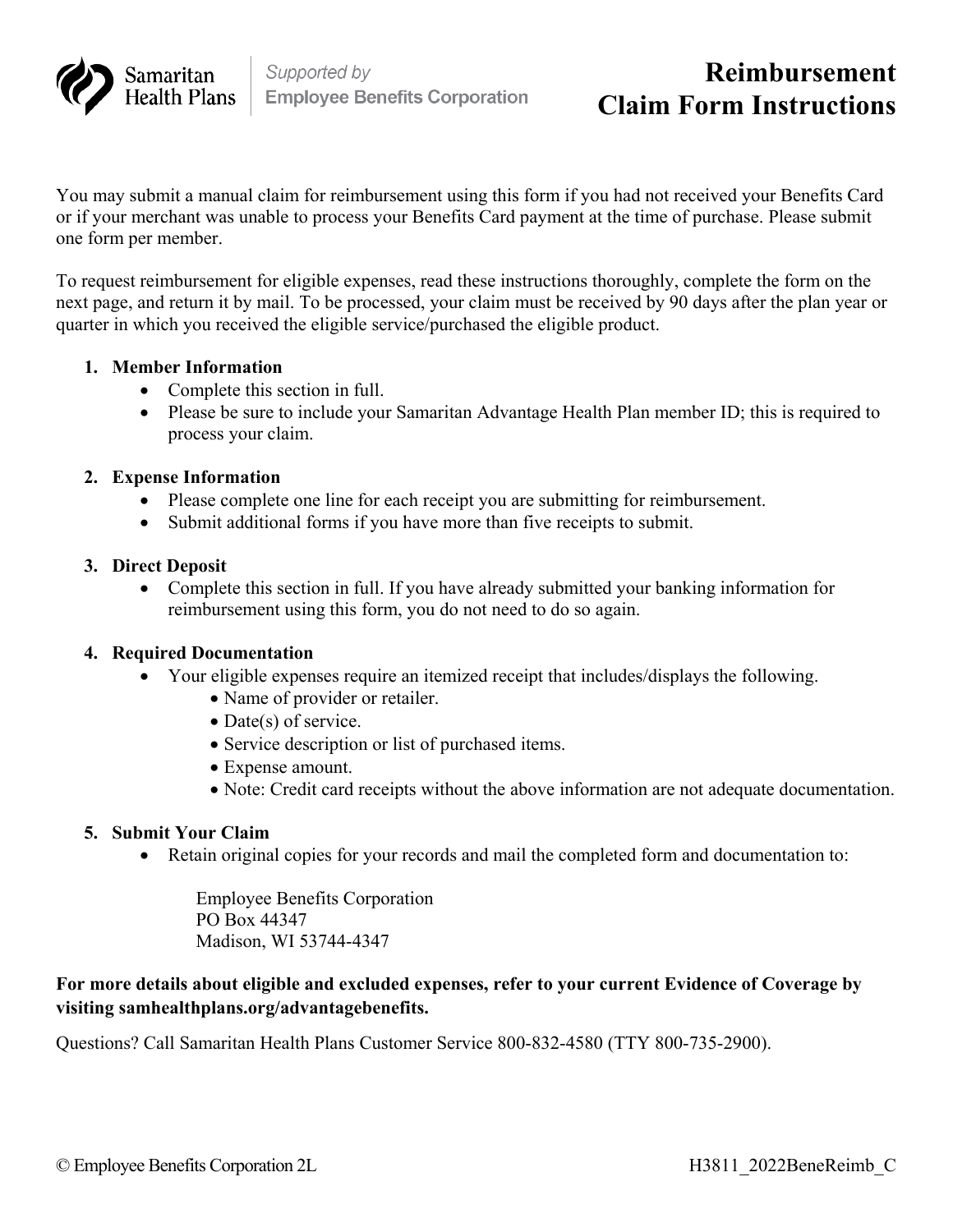Samaritan Health Plans | Supported by Employee Benefits Corporation

# Reimbursement Claim Form Instructions

You may submit a manual claim for reimbursement using this form if you had not received your Benefits Card or if your merchant was unable to process your Benefits Card payment at the time of purchase. Please submit one form per member.

To request reimbursement for eligible expenses, read these instructions thoroughly, complete the form on the next page, and return it by mail. To be processed, your claim must be received by 90 days after the plan year or quarter in which you received the eligible service/purchased the eligible product.

1. **Member Information**
   - Complete this section in full.
   - Please be sure to include your Samaritan Advantage Health Plan member ID; this is required to process your claim.

2. **Expense Information**
   - Please complete one line for each receipt you are submitting for reimbursement.
   - Submit additional forms if you have more than five receipts to submit.

3. **Direct Deposit**
   - Complete this section in full. If you have already submitted your banking information for reimbursement using this form, you do not need to do so again.

4. **Required Documentation**
   - Your eligible expenses require an itemized receipt that includes/displays the following.
     - Name of provider or retailer.
     - Date(s) of service.
     - Service description or list of purchased items.
     - Expense amount.
     - Note: Credit card receipts without the above information are not adequate documentation.

5. **Submit Your Claim**
   - Retain original copies for your records and mail the completed form and documentation to:

     Employee Benefits Corporation
     PO Box 44347
     Madison, WI 53744-4347

**For more details about eligible and excluded expenses, refer to your current Evidence of Coverage by visiting samhealthplans.org/advantagebenefits.**

Questions? Call Samaritan Health Plans Customer Service 800-832-4580 (TTY 800-735-2900).

© Employee Benefits Corporation 2L H3811_2022BeneReimb_C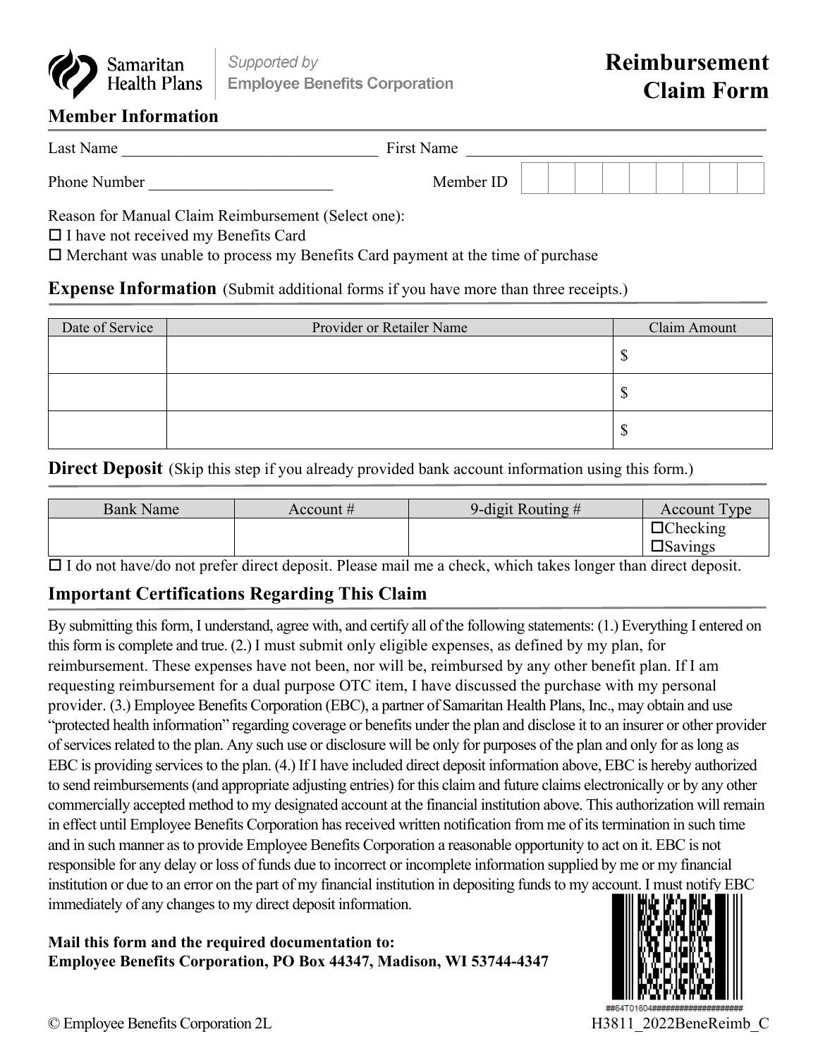Samaritan Health Plans | Supported by Employee Benefits Corporation

# Reimbursement Claim Form

## Member Information

Last Name ______________________________ First Name ____________________________________

Phone Number ______________________ Member ID | | | | | | | | | |

Reason for Manual Claim Reimbursement (Select one):

☐ I have not received my Benefits Card

☐ Merchant was unable to process my Benefits Card payment at the time of purchase

## Expense Information (Submit additional forms if you have more than three receipts.)

| Date of Service | Provider or Retailer Name | Claim Amount |
|---|---|---|
| | | $ |
| | | $ |
| | | $ |

## Direct Deposit (Skip this step if you already provided bank account information using this form.)

| Bank Name | Account # | 9-digit Routing # | Account Type |
|---|---|---|---|
| | | | ☐Checking ☐Savings |

☐ I do not have/do not prefer direct deposit. Please mail me a check, which takes longer than direct deposit.

## Important Certifications Regarding This Claim

By submitting this form, I understand, agree with, and certify all of the following statements: (1.) Everything I entered on this form is complete and true. (2.) I must submit only eligible expenses, as defined by my plan, for reimbursement. These expenses have not been, nor will be, reimbursed by any other benefit plan. If I am requesting reimbursement for a dual purpose OTC item, I have discussed the purchase with my personal provider. (3.) Employee Benefits Corporation (EBC), a partner of Samaritan Health Plans, Inc., may obtain and use "protected health information" regarding coverage or benefits under the plan and disclose it to an insurer or other provider of services related to the plan. Any such use or disclosure will be only for purposes of the plan and only for as long as EBC is providing services to the plan. (4.) If I have included direct deposit information above, EBC is hereby authorized to send reimbursements (and appropriate adjusting entries) for this claim and future claims electronically or by any other commercially accepted method to my designated account at the financial institution above. This authorization will remain in effect until Employee Benefits Corporation has received written notification from me of its termination in such time and in such manner as to provide Employee Benefits Corporation a reasonable opportunity to act on it. EBC is not responsible for any delay or loss of funds due to incorrect or incomplete information supplied by me or my financial institution or due to an error on the part of my financial institution in depositing funds to my account. I must notify EBC immediately of any changes to my direct deposit information.

**Mail this form and the required documentation to:**
**Employee Benefits Corporation, PO Box 44347, Madison, WI 53744-4347**

##64T01604####################

© Employee Benefits Corporation 2L

H3811_2022BeneReimb_C